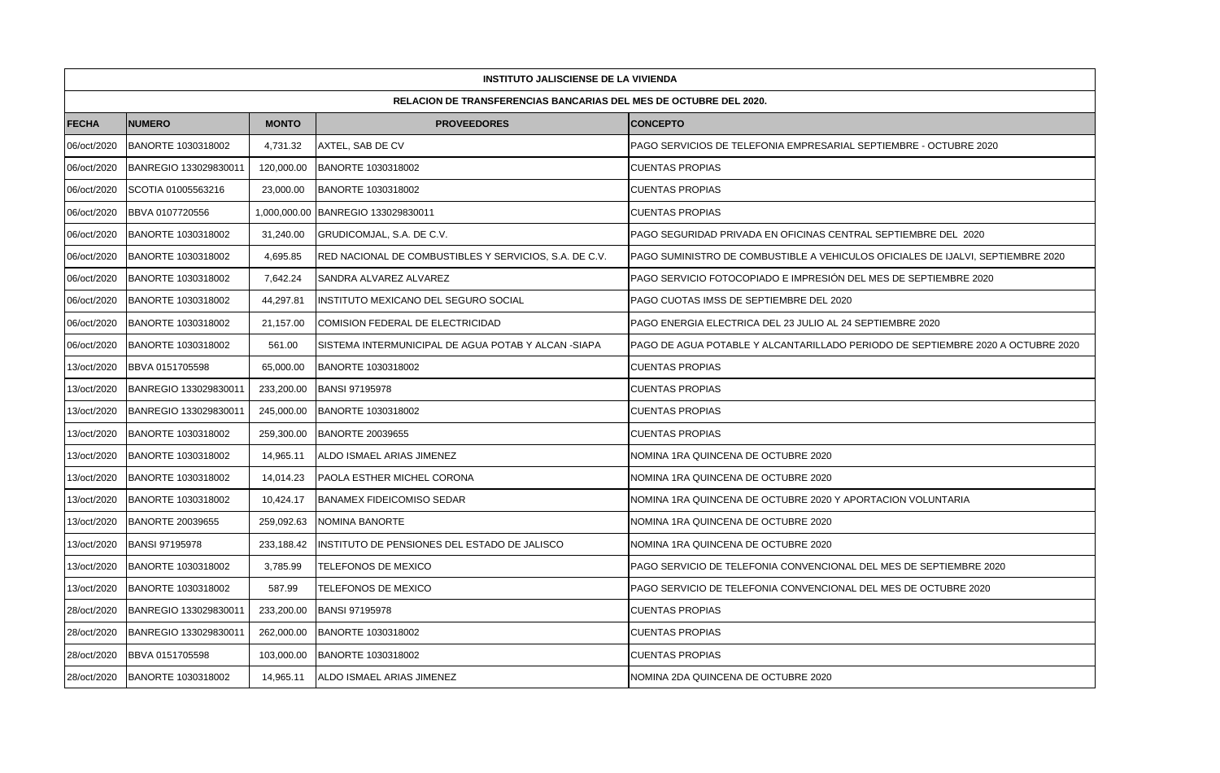| INSTITUTO JALISCIENSE DE LA VIVIENDA | | | | |
|---|---|---|---|---|
| RELACION DE TRANSFERENCIAS BANCARIAS DEL MES DE OCTUBRE DEL 2020. | | | | |
| **FECHA** | **NUMERO** | **MONTO** | **PROVEEDORES** | **CONCEPTO** |
| 06/oct/2020 | BANORTE 1030318002 | 4,731.32 | AXTEL, SAB DE CV | PAGO SERVICIOS DE TELEFONIA EMPRESARIAL SEPTIEMBRE - OCTUBRE 2020 |
| 06/oct/2020 | BANREGIO 133029830011 | 120,000.00 | BANORTE 1030318002 | CUENTAS PROPIAS |
| 06/oct/2020 | SCOTIA 01005563216 | 23,000.00 | BANORTE 1030318002 | CUENTAS PROPIAS |
| 06/oct/2020 | BBVA 0107720556 | 1,000,000.00 | BANREGIO 133029830011 | CUENTAS PROPIAS |
| 06/oct/2020 | BANORTE 1030318002 | 31,240.00 | GRUDICOMJAL, S.A. DE C.V. | PAGO SEGURIDAD PRIVADA EN OFICINAS CENTRAL SEPTIEMBRE DEL 2020 |
| 06/oct/2020 | BANORTE 1030318002 | 4,695.85 | RED NACIONAL DE COMBUSTIBLES Y SERVICIOS, S.A. DE C.V. | PAGO SUMINISTRO DE COMBUSTIBLE A VEHICULOS OFICIALES DE IJALVI, SEPTIEMBRE 2020 |
| 06/oct/2020 | BANORTE 1030318002 | 7,642.24 | SANDRA ALVAREZ ALVAREZ | PAGO SERVICIO FOTOCOPIADO E IMPRESIÓN DEL MES DE SEPTIEMBRE 2020 |
| 06/oct/2020 | BANORTE 1030318002 | 44,297.81 | INSTITUTO MEXICANO DEL SEGURO SOCIAL | PAGO CUOTAS IMSS DE SEPTIEMBRE DEL 2020 |
| 06/oct/2020 | BANORTE 1030318002 | 21,157.00 | COMISION FEDERAL DE ELECTRICIDAD | PAGO ENERGIA ELECTRICA DEL 23 JULIO AL 24 SEPTIEMBRE 2020 |
| 06/oct/2020 | BANORTE 1030318002 | 561.00 | SISTEMA INTERMUNICIPAL DE AGUA POTAB Y ALCAN -SIAPA | PAGO DE AGUA POTABLE Y ALCANTARILLADO PERIODO DE SEPTIEMBRE 2020 A OCTUBRE 2020 |
| 13/oct/2020 | BBVA 0151705598 | 65,000.00 | BANORTE 1030318002 | CUENTAS PROPIAS |
| 13/oct/2020 | BANREGIO 133029830011 | 233,200.00 | BANSI 97195978 | CUENTAS PROPIAS |
| 13/oct/2020 | BANREGIO 133029830011 | 245,000.00 | BANORTE 1030318002 | CUENTAS PROPIAS |
| 13/oct/2020 | BANORTE 1030318002 | 259,300.00 | BANORTE 20039655 | CUENTAS PROPIAS |
| 13/oct/2020 | BANORTE 1030318002 | 14,965.11 | ALDO ISMAEL ARIAS JIMENEZ | NOMINA 1RA QUINCENA DE OCTUBRE 2020 |
| 13/oct/2020 | BANORTE 1030318002 | 14,014.23 | PAOLA ESTHER MICHEL CORONA | NOMINA 1RA QUINCENA DE OCTUBRE 2020 |
| 13/oct/2020 | BANORTE 1030318002 | 10,424.17 | BANAMEX FIDEICOMISO SEDAR | NOMINA 1RA QUINCENA DE OCTUBRE 2020 Y APORTACION VOLUNTARIA |
| 13/oct/2020 | BANORTE 20039655 | 259,092.63 | NOMINA BANORTE | NOMINA 1RA QUINCENA DE OCTUBRE 2020 |
| 13/oct/2020 | BANSI 97195978 | 233,188.42 | INSTITUTO DE PENSIONES DEL ESTADO DE JALISCO | NOMINA 1RA QUINCENA DE OCTUBRE 2020 |
| 13/oct/2020 | BANORTE 1030318002 | 3,785.99 | TELEFONOS DE MEXICO | PAGO SERVICIO DE TELEFONIA CONVENCIONAL DEL MES DE SEPTIEMBRE 2020 |
| 13/oct/2020 | BANORTE 1030318002 | 587.99 | TELEFONOS DE MEXICO | PAGO SERVICIO DE TELEFONIA CONVENCIONAL DEL MES DE OCTUBRE 2020 |
| 28/oct/2020 | BANREGIO 133029830011 | 233,200.00 | BANSI 97195978 | CUENTAS PROPIAS |
| 28/oct/2020 | BANREGIO 133029830011 | 262,000.00 | BANORTE 1030318002 | CUENTAS PROPIAS |
| 28/oct/2020 | BBVA 0151705598 | 103,000.00 | BANORTE 1030318002 | CUENTAS PROPIAS |
| 28/oct/2020 | BANORTE 1030318002 | 14,965.11 | ALDO ISMAEL ARIAS JIMENEZ | NOMINA 2DA QUINCENA DE OCTUBRE 2020 |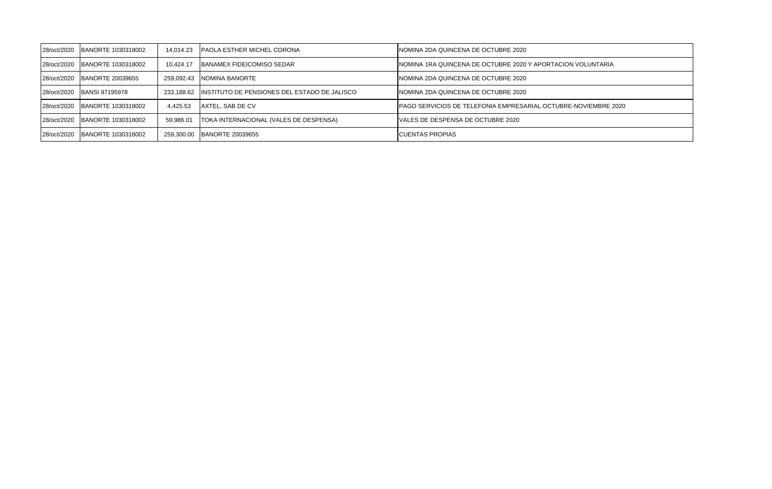| | | | | |
|---|---|---|---|---|
| 28/oct/2020 | BANORTE 1030318002 | 14,014.23 | PAOLA ESTHER MICHEL CORONA | NOMINA 2DA QUINCENA DE OCTUBRE 2020 |
| 28/oct/2020 | BANORTE 1030318002 | 10,424.17 | BANAMEX FIDEICOMISO SEDAR | NOMINA 1RA QUINCENA DE OCTUBRE 2020 Y APORTACION VOLUNTARIA |
| 28/oct/2020 | BANORTE 20039655 | 259,092.43 | NOMINA BANORTE | NOMINA 2DA QUINCENA DE OCTUBRE 2020 |
| 28/oct/2020 | BANSI 97195978 | 233,188.62 | INSTITUTO DE PENSIONES DEL ESTADO DE JALISCO | NOMINA 2DA QUINCENA DE OCTUBRE 2020 |
| 28/oct/2020 | BANORTE 1030318002 | 4,425.53 | AXTEL, SAB DE CV | PAGO SERVICIOS DE TELEFONIA EMPRESARIAL OCTUBRE-NOVIEMBRE 2020 |
| 28/oct/2020 | BANORTE 1030318002 | 59,986.01 | TOKA INTERNACIONAL (VALES DE DESPENSA) | VALES DE DESPENSA DE OCTUBRE 2020 |
| 28/oct/2020 | BANORTE 1030318002 | 259,300.00 | BANORTE 20039655 | CUENTAS PROPIAS |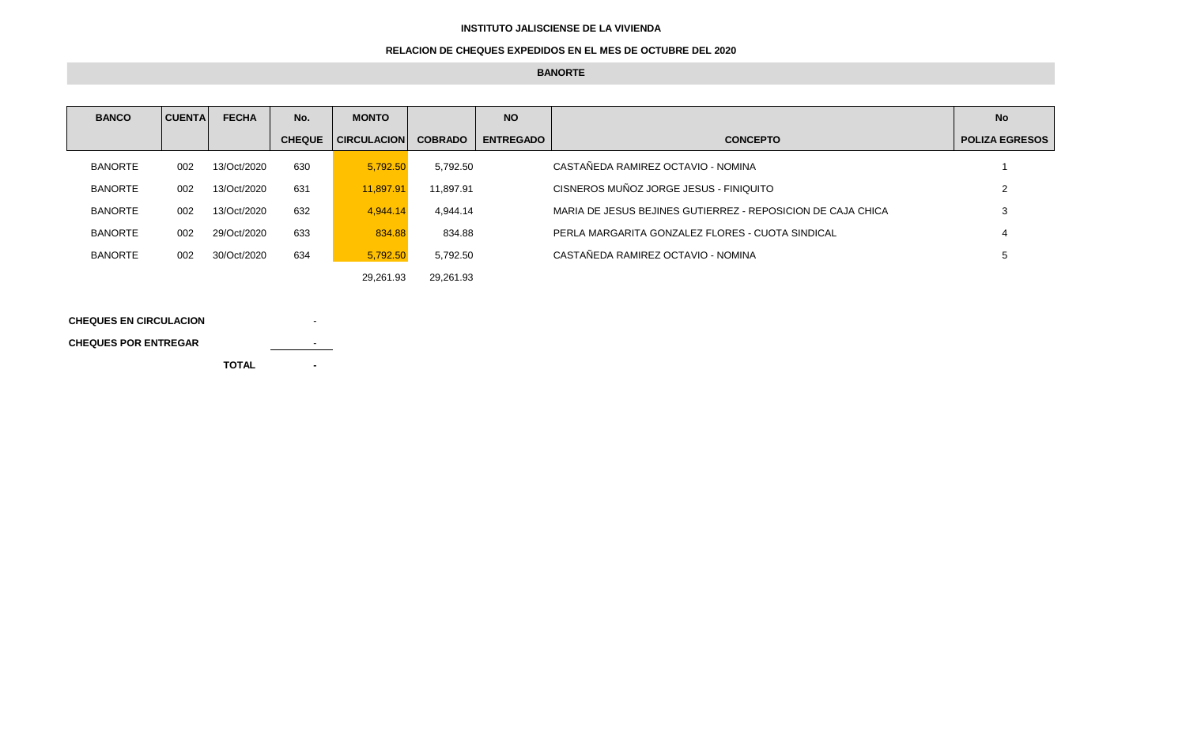**INSTITUTO JALISCIENSE DE LA VIVIENDA**

**RELACION DE CHEQUES EXPEDIDOS EN EL MES DE OCTUBRE DEL 2020**

**BANORTE**

| BANCO | CUENTA | FECHA | No. CHEQUE | MONTO CIRCULACION | COBRADO | NO ENTREGADO | CONCEPTO | No POLIZA EGRESOS |
|---|---|---|---|---|---|---|---|---|
| BANORTE | 002 | 13/Oct/2020 | 630 | 5,792.50 | 5,792.50 | | CASTAÑEDA RAMIREZ OCTAVIO - NOMINA | 1 |
| BANORTE | 002 | 13/Oct/2020 | 631 | 11,897.91 | 11,897.91 | | CISNEROS MUÑOZ JORGE JESUS - FINIQUITO | 2 |
| BANORTE | 002 | 13/Oct/2020 | 632 | 4,944.14 | 4,944.14 | | MARIA DE JESUS BEJINES GUTIERREZ - REPOSICION DE CAJA CHICA | 3 |
| BANORTE | 002 | 29/Oct/2020 | 633 | 834.88 | 834.88 | | PERLA MARGARITA GONZALEZ FLORES - CUOTA SINDICAL | 4 |
| BANORTE | 002 | 30/Oct/2020 | 634 | 5,792.50 | 5,792.50 | | CASTAÑEDA RAMIREZ OCTAVIO - NOMINA | 5 |
| | | | | 29,261.93 | 29,261.93 | | | |

| | |
|---|---|
| **CHEQUES EN CIRCULACION** | - |
| **CHEQUES POR ENTREGAR** | - |
| **TOTAL** | **-** |